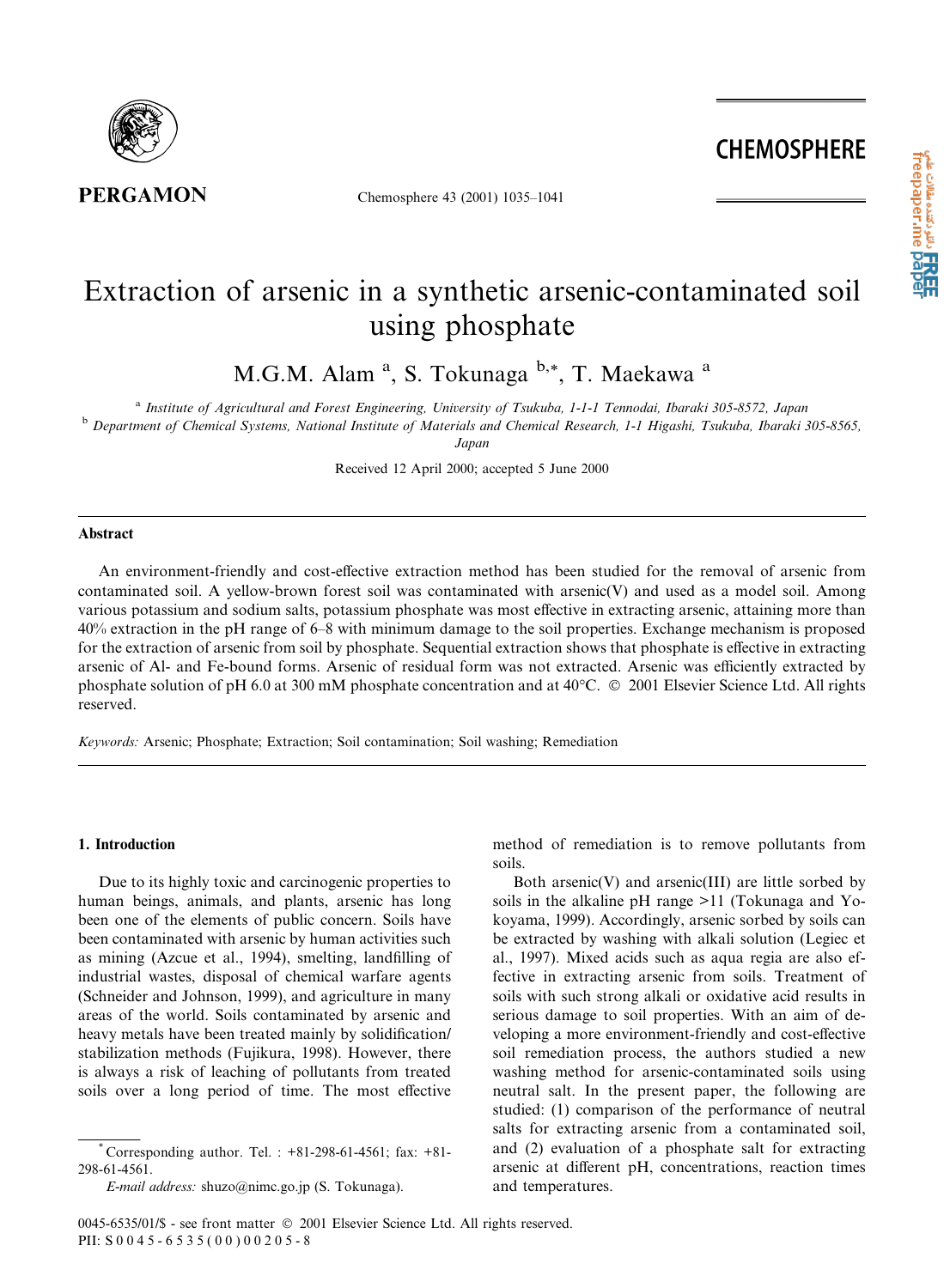# Extraction of arsenic in a synthetic arsenic-contaminated soil using phosphate

M.G.M. Alam [a], S. Tokunaga [b,*], T. Maekawa [a]

[a] *Institute of Agricultural and Forest Engineering, University of Tsukuba, 1-1-1 Tennodai, Ibaraki 305-8572, Japan*

[b] *Department of Chemical Systems, National Institute of Materials and Chemical Research, 1-1 Higashi, Tsukuba, Ibaraki 305-8565, Japan*

Received 12 April 2000; accepted 5 June 2000

## Abstract

An environment-friendly and cost-effective extraction method has been studied for the removal of arsenic from contaminated soil. A yellow-brown forest soil was contaminated with arsenic(V) and used as a model soil. Among various potassium and sodium salts, potassium phosphate was most effective in extracting arsenic, attaining more than 40% extraction in the pH range of 6–8 with minimum damage to the soil properties. Exchange mechanism is proposed for the extraction of arsenic from soil by phosphate. Sequential extraction shows that phosphate is effective in extracting arsenic of Al- and Fe-bound forms. Arsenic of residual form was not extracted. Arsenic was efficiently extracted by phosphate solution of pH 6.0 at 300 mM phosphate concentration and at 40°C. © 2001 Elsevier Science Ltd. All rights reserved.

*Keywords:* Arsenic; Phosphate; Extraction; Soil contamination; Soil washing; Remediation

## 1. Introduction

Due to its highly toxic and carcinogenic properties to human beings, animals, and plants, arsenic has long been one of the elements of public concern. Soils have been contaminated with arsenic by human activities such as mining (Azcue et al., 1994), smelting, landfilling of industrial wastes, disposal of chemical warfare agents (Schneider and Johnson, 1999), and agriculture in many areas of the world. Soils contaminated by arsenic and heavy metals have been treated mainly by solidification/stabilization methods (Fujikura, 1998). However, there is always a risk of leaching of pollutants from treated soils over a long period of time. The most effective method of remediation is to remove pollutants from soils.

Both arsenic(V) and arsenic(III) are little sorbed by soils in the alkaline pH range >11 (Tokunaga and Yokoyama, 1999). Accordingly, arsenic sorbed by soils can be extracted by washing with alkali solution (Legiec et al., 1997). Mixed acids such as aqua regia are also effective in extracting arsenic from soils. Treatment of soils with such strong alkali or oxidative acid results in serious damage to soil properties. With an aim of developing a more environment-friendly and cost-effective soil remediation process, the authors studied a new washing method for arsenic-contaminated soils using neutral salt. In the present paper, the following are studied: (1) comparison of the performance of neutral salts for extracting arsenic from a contaminated soil, and (2) evaluation of a phosphate salt for extracting arsenic at different pH, concentrations, reaction times and temperatures.

---

* Corresponding author. Tel. : +81-298-61-4561; fax: +81-298-61-4561.

*E-mail address:* shuzo@nimc.go.jp (S. Tokunaga).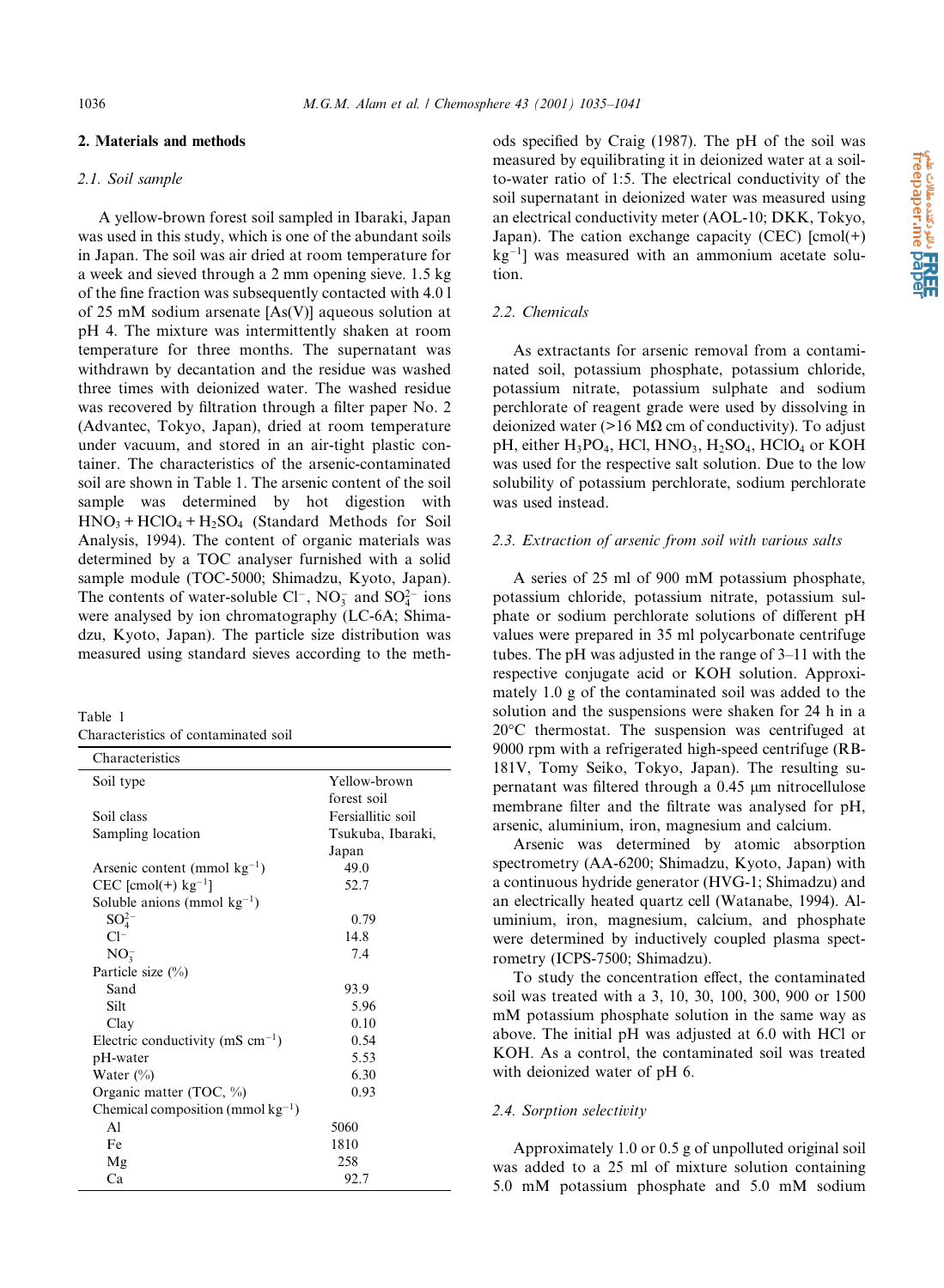## 2. Materials and methods

### 2.1. Soil sample

A yellow-brown forest soil sampled in Ibaraki, Japan was used in this study, which is one of the abundant soils in Japan. The soil was air dried at room temperature for a week and sieved through a 2 mm opening sieve. 1.5 kg of the fine fraction was subsequently contacted with 4.0 l of 25 mM sodium arsenate [As(V)] aqueous solution at pH 4. The mixture was intermittently shaken at room temperature for three months. The supernatant was withdrawn by decantation and the residue was washed three times with deionized water. The washed residue was recovered by filtration through a filter paper No. 2 (Advantec, Tokyo, Japan), dried at room temperature under vacuum, and stored in an air-tight plastic container. The characteristics of the arsenic-contaminated soil are shown in Table 1. The arsenic content of the soil sample was determined by hot digestion with $HNO_3 + HClO_4 + H_2SO_4$ (Standard Methods for Soil Analysis, 1994). The content of organic materials was determined by a TOC analyser furnished with a solid sample module (TOC-5000; Shimadzu, Kyoto, Japan). The contents of water-soluble $Cl^-$, $NO_3^-$ and $SO_4^{2-}$ ions were analysed by ion chromatography (LC-6A; Shimadzu, Kyoto, Japan). The particle size distribution was measured using standard sieves according to the methods specified by Craig (1987). The pH of the soil was measured by equilibrating it in deionized water at a soil-to-water ratio of 1:5. The electrical conductivity of the soil supernatant in deionized water was measured using an electrical conductivity meter (AOL-10; DKK, Tokyo, Japan). The cation exchange capacity (CEC) [cmol(+) $kg^{-1}$] was measured with an ammonium acetate solution.

Table 1
Characteristics of contaminated soil

| Characteristics | |
|---|---|
| Soil type | Yellow-brown forest soil |
| Soil class | Fersiallitic soil |
| Sampling location | Tsukuba, Ibaraki, Japan |
| Arsenic content (mmol $kg^{-1}$) | 49.0 |
| CEC [cmol(+) $kg^{-1}$] | 52.7 |
| Soluble anions (mmol $kg^{-1}$) | |
| $SO_4^{2-}$ | 0.79 |
| $Cl^-$ | 14.8 |
| $NO_3^-$ | 7.4 |
| Particle size (%) | |
| Sand | 93.9 |
| Silt | 5.96 |
| Clay | 0.10 |
| Electric conductivity (mS $cm^{-1}$) | 0.54 |
| pH-water | 5.53 |
| Water (%) | 6.30 |
| Organic matter (TOC, %) | 0.93 |
| Chemical composition (mmol $kg^{-1}$) | |
| Al | 5060 |
| Fe | 1810 |
| Mg | 258 |
| Ca | 92.7 |

### 2.2. Chemicals

As extractants for arsenic removal from a contaminated soil, potassium phosphate, potassium chloride, potassium nitrate, potassium sulphate and sodium perchlorate of reagent grade were used by dissolving in deionized water (>16 MΩ cm of conductivity). To adjust pH, either $H_3PO_4$, HCl, $HNO_3$, $H_2SO_4$, $HClO_4$ or KOH was used for the respective salt solution. Due to the low solubility of potassium perchlorate, sodium perchlorate was used instead.

### 2.3. Extraction of arsenic from soil with various salts

A series of 25 ml of 900 mM potassium phosphate, potassium chloride, potassium nitrate, potassium sulphate or sodium perchlorate solutions of different pH values were prepared in 35 ml polycarbonate centrifuge tubes. The pH was adjusted in the range of 3–11 with the respective conjugate acid or KOH solution. Approximately 1.0 g of the contaminated soil was added to the solution and the suspensions were shaken for 24 h in a 20°C thermostat. The suspension was centrifuged at 9000 rpm with a refrigerated high-speed centrifuge (RB-181V, Tomy Seiko, Tokyo, Japan). The resulting supernatant was filtered through a 0.45 μm nitrocellulose membrane filter and the filtrate was analysed for pH, arsenic, aluminium, iron, magnesium and calcium.

Arsenic was determined by atomic absorption spectrometry (AA-6200; Shimadzu, Kyoto, Japan) with a continuous hydride generator (HVG-1; Shimadzu) and an electrically heated quartz cell (Watanabe, 1994). Aluminium, iron, magnesium, calcium, and phosphate were determined by inductively coupled plasma spectrometry (ICPS-7500; Shimadzu).

To study the concentration effect, the contaminated soil was treated with a 3, 10, 30, 100, 300, 900 or 1500 mM potassium phosphate solution in the same way as above. The initial pH was adjusted at 6.0 with HCl or KOH. As a control, the contaminated soil was treated with deionized water of pH 6.

### 2.4. Sorption selectivity

Approximately 1.0 or 0.5 g of unpolluted original soil was added to a 25 ml of mixture solution containing 5.0 mM potassium phosphate and 5.0 mM sodium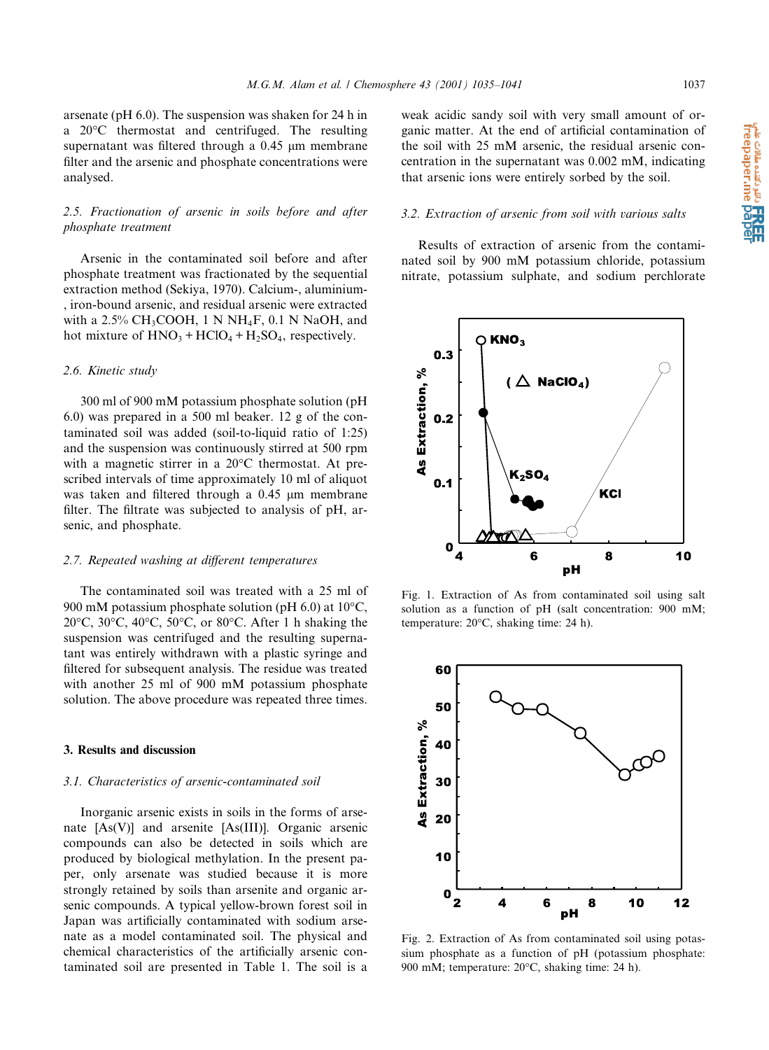arsenate (pH 6.0). The suspension was shaken for 24 h in a 20°C thermostat and centrifuged. The resulting supernatant was filtered through a 0.45 μm membrane filter and the arsenic and phosphate concentrations were analysed.

### 2.5. Fractionation of arsenic in soils before and after phosphate treatment

Arsenic in the contaminated soil before and after phosphate treatment was fractionated by the sequential extraction method (Sekiya, 1970). Calcium-, aluminium-, iron-bound arsenic, and residual arsenic were extracted with a 2.5% $CH_3COOH$, 1 N $NH_4F$, 0.1 N NaOH, and hot mixture of $HNO_3 + HClO_4 + H_2SO_4$, respectively.

### 2.6. Kinetic study

300 ml of 900 mM potassium phosphate solution (pH 6.0) was prepared in a 500 ml beaker. 12 g of the contaminated soil was added (soil-to-liquid ratio of 1:25) and the suspension was continuously stirred at 500 rpm with a magnetic stirrer in a 20°C thermostat. At prescribed intervals of time approximately 10 ml of aliquot was taken and filtered through a 0.45 μm membrane filter. The filtrate was subjected to analysis of pH, arsenic, and phosphate.

### 2.7. Repeated washing at different temperatures

The contaminated soil was treated with a 25 ml of 900 mM potassium phosphate solution (pH 6.0) at 10°C, 20°C, 30°C, 40°C, 50°C, or 80°C. After 1 h shaking the suspension was centrifuged and the resulting supernatant was entirely withdrawn with a plastic syringe and filtered for subsequent analysis. The residue was treated with another 25 ml of 900 mM potassium phosphate solution. The above procedure was repeated three times.

## 3. Results and discussion

### 3.1. Characteristics of arsenic-contaminated soil

Inorganic arsenic exists in soils in the forms of arsenate [As(V)] and arsenite [As(III)]. Organic arsenic compounds can also be detected in soils which are produced by biological methylation. In the present paper, only arsenate was studied because it is more strongly retained by soils than arsenite and organic arsenic compounds. A typical yellow-brown forest soil in Japan was artificially contaminated with sodium arsenate as a model contaminated soil. The physical and chemical characteristics of the artificially arsenic contaminated soil are presented in Table 1. The soil is a weak acidic sandy soil with very small amount of organic matter. At the end of artificial contamination of the soil with 25 mM arsenic, the residual arsenic concentration in the supernatant was 0.002 mM, indicating that arsenic ions were entirely sorbed by the soil.

### 3.2. Extraction of arsenic from soil with various salts

Results of extraction of arsenic from the contaminated soil by 900 mM potassium chloride, potassium nitrate, potassium sulphate, and sodium perchlorate

Fig. 1. Extraction of As from contaminated soil using salt solution as a function of pH (salt concentration: 900 mM; temperature: 20°C, shaking time: 24 h).

Fig. 2. Extraction of As from contaminated soil using potassium phosphate as a function of pH (potassium phosphate: 900 mM; temperature: 20°C, shaking time: 24 h).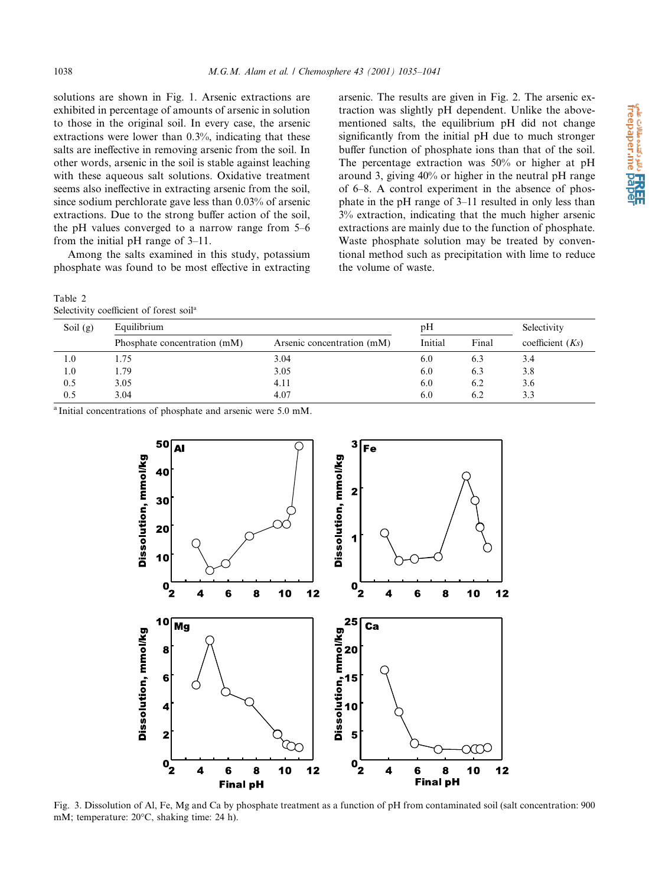solutions are shown in Fig. 1. Arsenic extractions are exhibited in percentage of amounts of arsenic in solution to those in the original soil. In every case, the arsenic extractions were lower than 0.3%, indicating that these salts are ineffective in removing arsenic from the soil. In other words, arsenic in the soil is stable against leaching with these aqueous salt solutions. Oxidative treatment seems also ineffective in extracting arsenic from the soil, since sodium perchlorate gave less than 0.03% of arsenic extractions. Due to the strong buffer action of the soil, the pH values converged to a narrow range from 5–6 from the initial pH range of 3–11.

Among the salts examined in this study, potassium phosphate was found to be most effective in extracting arsenic. The results are given in Fig. 2. The arsenic extraction was slightly pH dependent. Unlike the above-mentioned salts, the equilibrium pH did not change significantly from the initial pH due to much stronger buffer function of phosphate ions than that of the soil. The percentage extraction was 50% or higher at pH around 3, giving 40% or higher in the neutral pH range of 6–8. A control experiment in the absence of phosphate in the pH range of 3–11 resulted in only less than 3% extraction, indicating that the much higher arsenic extractions are mainly due to the function of phosphate. Waste phosphate solution may be treated by conventional method such as precipitation with lime to reduce the volume of waste.

Table 2
Selectivity coefficient of forest soil[a]

| Soil (g) | Equilibrium | | pH | | Selectivity |
|---|---|---|---|---|---|
| | Phosphate concentration (mM) | Arsenic concentration (mM) | Initial | Final | coefficient (*Ks*) |
| 1.0 | 1.75 | 3.04 | 6.0 | 6.3 | 3.4 |
| 1.0 | 1.79 | 3.05 | 6.0 | 6.3 | 3.8 |
| 0.5 | 3.05 | 4.11 | 6.0 | 6.2 | 3.6 |
| 0.5 | 3.04 | 4.07 | 6.0 | 6.2 | 3.3 |

[a] Initial concentrations of phosphate and arsenic were 5.0 mM.

Fig. 3. Dissolution of Al, Fe, Mg and Ca by phosphate treatment as a function of pH from contaminated soil (salt concentration: 900 mM; temperature: 20°C, shaking time: 24 h).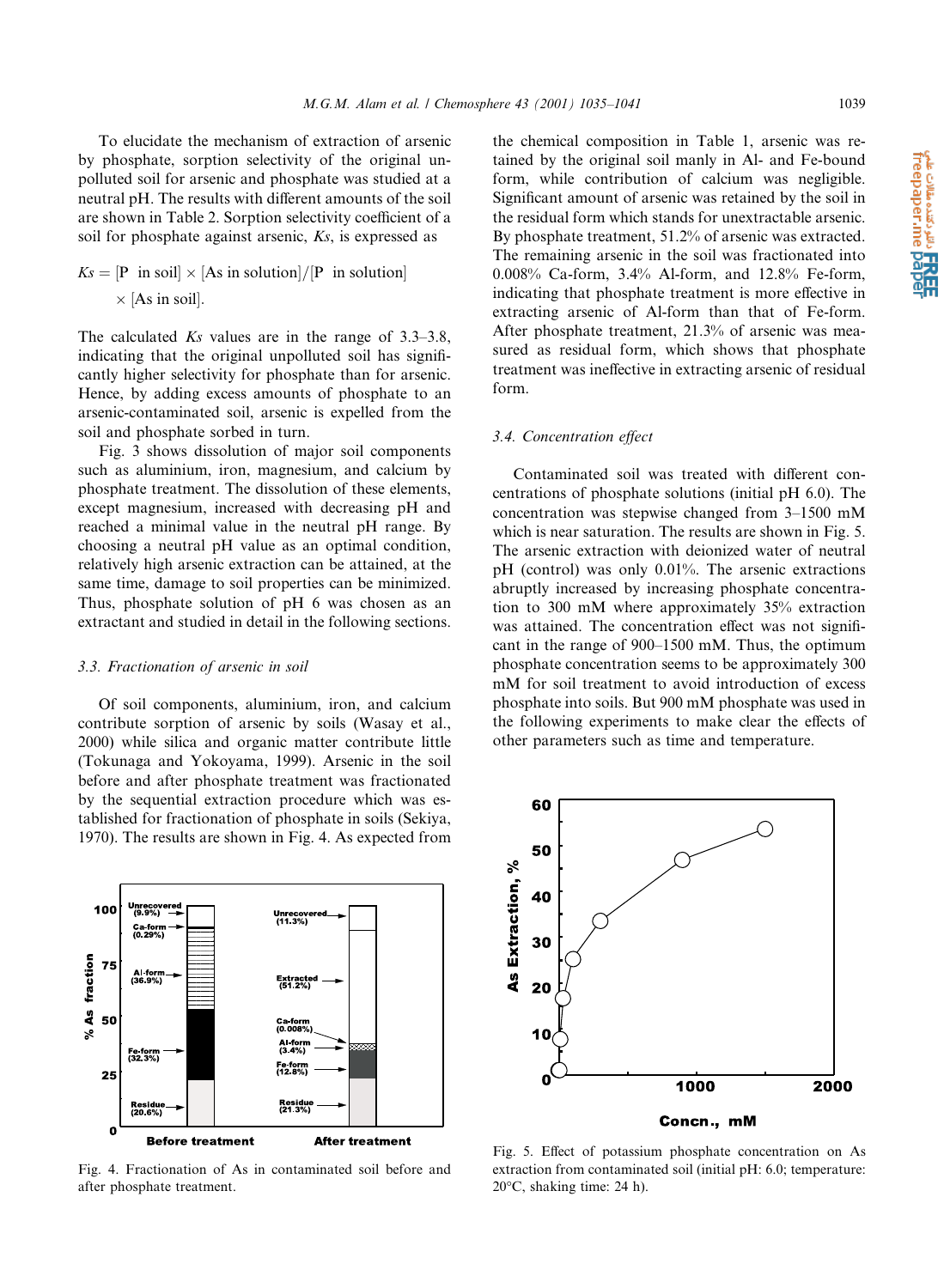To elucidate the mechanism of extraction of arsenic by phosphate, sorption selectivity of the original unpolluted soil for arsenic and phosphate was studied at a neutral pH. The results with different amounts of the soil are shown in Table 2. Sorption selectivity coefficient of a soil for phosphate against arsenic, *Ks*, is expressed as

$$Ks = [\text{P in soil}] \times [\text{As in solution}]/[\text{P in solution}] \times [\text{As in soil}].$$

The calculated *Ks* values are in the range of 3.3–3.8, indicating that the original unpolluted soil has significantly higher selectivity for phosphate than for arsenic. Hence, by adding excess amounts of phosphate to an arsenic-contaminated soil, arsenic is expelled from the soil and phosphate sorbed in turn.

Fig. 3 shows dissolution of major soil components such as aluminium, iron, magnesium, and calcium by phosphate treatment. The dissolution of these elements, except magnesium, increased with decreasing pH and reached a minimal value in the neutral pH range. By choosing a neutral pH value as an optimal condition, relatively high arsenic extraction can be attained, at the same time, damage to soil properties can be minimized. Thus, phosphate solution of pH 6 was chosen as an extractant and studied in detail in the following sections.

### 3.3. Fractionation of arsenic in soil

Of soil components, aluminium, iron, and calcium contribute sorption of arsenic by soils (Wasay et al., 2000) while silica and organic matter contribute little (Tokunaga and Yokoyama, 1999). Arsenic in the soil before and after phosphate treatment was fractionated by the sequential extraction procedure which was established for fractionation of phosphate in soils (Sekiya, 1970). The results are shown in Fig. 4. As expected from the chemical composition in Table 1, arsenic was retained by the original soil manly in Al- and Fe-bound form, while contribution of calcium was negligible. Significant amount of arsenic was retained by the soil in the residual form which stands for unextractable arsenic. By phosphate treatment, 51.2% of arsenic was extracted. The remaining arsenic in the soil was fractionated into 0.008% Ca-form, 3.4% Al-form, and 12.8% Fe-form, indicating that phosphate treatment is more effective in extracting arsenic of Al-form than that of Fe-form. After phosphate treatment, 21.3% of arsenic was measured as residual form, which shows that phosphate treatment was ineffective in extracting arsenic of residual form.

Fig. 4. Fractionation of As in contaminated soil before and after phosphate treatment.

### 3.4. Concentration effect

Contaminated soil was treated with different concentrations of phosphate solutions (initial pH 6.0). The concentration was stepwise changed from 3–1500 mM which is near saturation. The results are shown in Fig. 5. The arsenic extraction with deionized water of neutral pH (control) was only 0.01%. The arsenic extractions abruptly increased by increasing phosphate concentration to 300 mM where approximately 35% extraction was attained. The concentration effect was not significant in the range of 900–1500 mM. Thus, the optimum phosphate concentration seems to be approximately 300 mM for soil treatment to avoid introduction of excess phosphate into soils. But 900 mM phosphate was used in the following experiments to make clear the effects of other parameters such as time and temperature.

Fig. 5. Effect of potassium phosphate concentration on As extraction from contaminated soil (initial pH: 6.0; temperature: 20°C, shaking time: 24 h).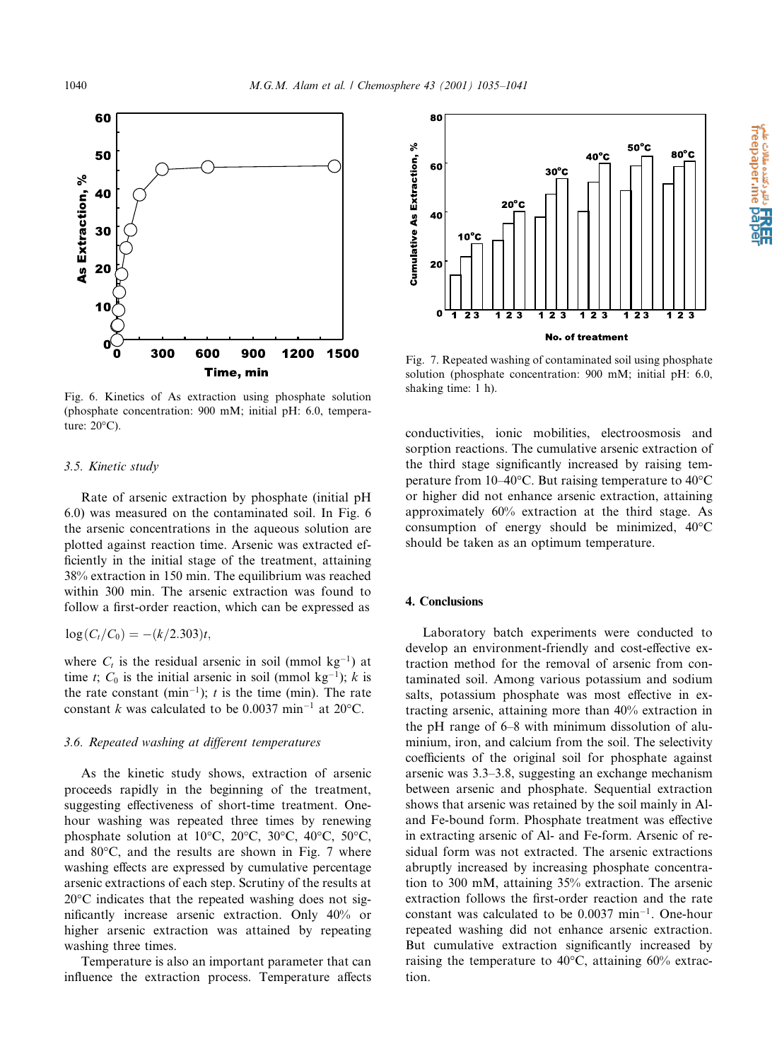Fig. 6. Kinetics of As extraction using phosphate solution (phosphate concentration: 900 mM; initial pH: 6.0, temperature: 20°C).

### 3.5. Kinetic study

Rate of arsenic extraction by phosphate (initial pH 6.0) was measured on the contaminated soil. In Fig. 6 the arsenic concentrations in the aqueous solution are plotted against reaction time. Arsenic was extracted efficiently in the initial stage of the treatment, attaining 38% extraction in 150 min. The equilibrium was reached within 300 min. The arsenic extraction was found to follow a first-order reaction, which can be expressed as

$$\log(C_t/C_0) = -(k/2.303)t,$$

where $C_t$ is the residual arsenic in soil (mmol kg$^{-1}$) at time $t$; $C_0$ is the initial arsenic in soil (mmol kg$^{-1}$); $k$ is the rate constant (min$^{-1}$); $t$ is the time (min). The rate constant $k$ was calculated to be 0.0037 min$^{-1}$ at 20°C.

### 3.6. Repeated washing at different temperatures

As the kinetic study shows, extraction of arsenic proceeds rapidly in the beginning of the treatment, suggesting effectiveness of short-time treatment. One-hour washing was repeated three times by renewing phosphate solution at 10°C, 20°C, 30°C, 40°C, 50°C, and 80°C, and the results are shown in Fig. 7 where washing effects are expressed by cumulative percentage arsenic extractions of each step. Scrutiny of the results at 20°C indicates that the repeated washing does not significantly increase arsenic extraction. Only 40% or higher arsenic extraction was attained by repeating washing three times.

Temperature is also an important parameter that can influence the extraction process. Temperature affects conductivities, ionic mobilities, electroosmosis and sorption reactions. The cumulative arsenic extraction of the third stage significantly increased by raising temperature from 10–40°C. But raising temperature to 40°C or higher did not enhance arsenic extraction, attaining approximately 60% extraction at the third stage. As consumption of energy should be minimized, 40°C should be taken as an optimum temperature.

Fig. 7. Repeated washing of contaminated soil using phosphate solution (phosphate concentration: 900 mM; initial pH: 6.0, shaking time: 1 h).

## 4. Conclusions

Laboratory batch experiments were conducted to develop an environment-friendly and cost-effective extraction method for the removal of arsenic from contaminated soil. Among various potassium and sodium salts, potassium phosphate was most effective in extracting arsenic, attaining more than 40% extraction in the pH range of 6–8 with minimum dissolution of aluminium, iron, and calcium from the soil. The selectivity coefficients of the original soil for phosphate against arsenic was 3.3–3.8, suggesting an exchange mechanism between arsenic and phosphate. Sequential extraction shows that arsenic was retained by the soil mainly in Al- and Fe-bound form. Phosphate treatment was effective in extracting arsenic of Al- and Fe-form. Arsenic of residual form was not extracted. The arsenic extractions abruptly increased by increasing phosphate concentration to 300 mM, attaining 35% extraction. The arsenic extraction follows the first-order reaction and the rate constant was calculated to be 0.0037 min$^{-1}$. One-hour repeated washing did not enhance arsenic extraction. But cumulative extraction significantly increased by raising the temperature to 40°C, attaining 60% extraction.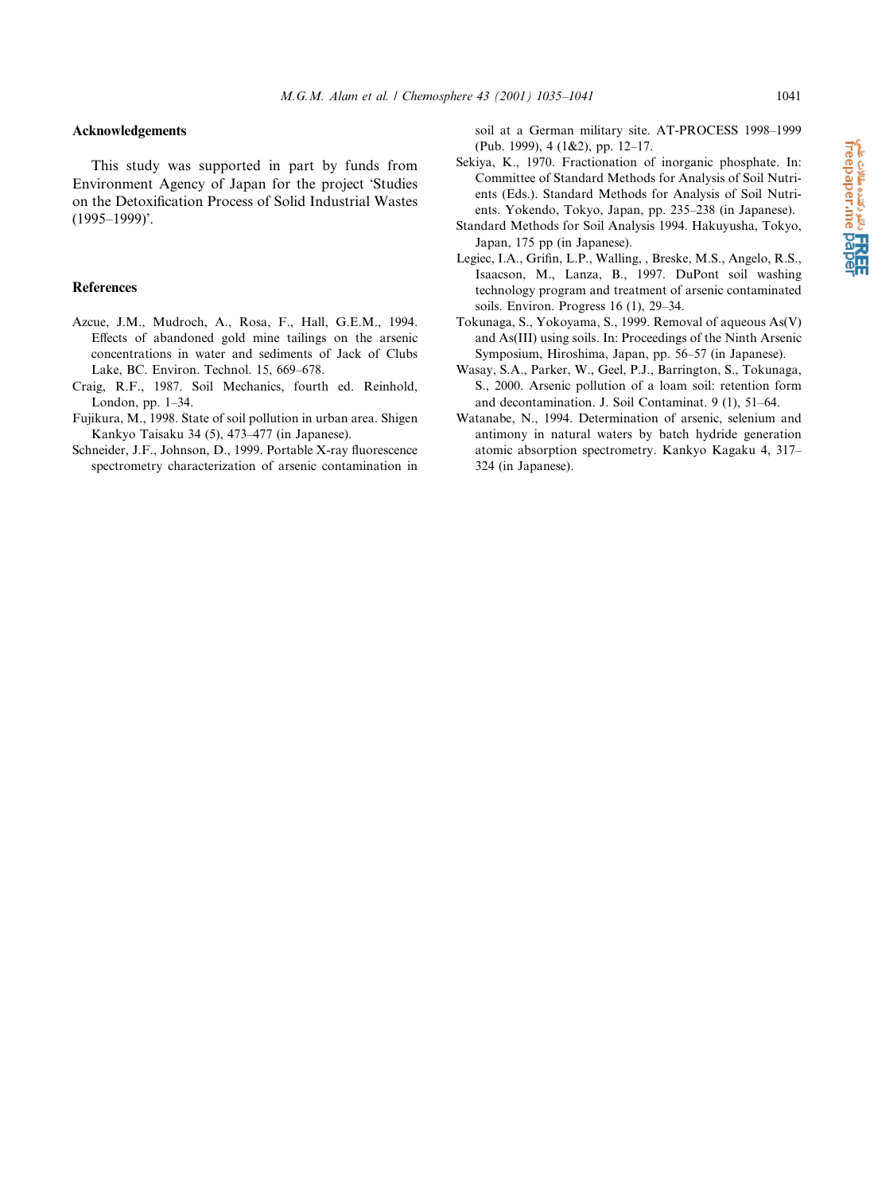## Acknowledgements

This study was supported in part by funds from Environment Agency of Japan for the project 'Studies on the Detoxification Process of Solid Industrial Wastes (1995–1999)'.

## References

Azcue, J.M., Mudroch, A., Rosa, F., Hall, G.E.M., 1994. Effects of abandoned gold mine tailings on the arsenic concentrations in water and sediments of Jack of Clubs Lake, BC. Environ. Technol. 15, 669–678.

Craig, R.F., 1987. Soil Mechanics, fourth ed. Reinhold, London, pp. 1–34.

Fujikura, M., 1998. State of soil pollution in urban area. Shigen Kankyo Taisaku 34 (5), 473–477 (in Japanese).

Schneider, J.F., Johnson, D., 1999. Portable X-ray fluorescence spectrometry characterization of arsenic contamination in soil at a German military site. AT-PROCESS 1998–1999 (Pub. 1999), 4 (1&2), pp. 12–17.

Sekiya, K., 1970. Fractionation of inorganic phosphate. In: Committee of Standard Methods for Analysis of Soil Nutrients (Eds.). Standard Methods for Analysis of Soil Nutrients. Yokendo, Tokyo, Japan, pp. 235–238 (in Japanese).

Standard Methods for Soil Analysis 1994. Hakuyusha, Tokyo, Japan, 175 pp (in Japanese).

Legiec, I.A., Grifin, L.P., Walling, , Breske, M.S., Angelo, R.S., Isaacson, M., Lanza, B., 1997. DuPont soil washing technology program and treatment of arsenic contaminated soils. Environ. Progress 16 (1), 29–34.

Tokunaga, S., Yokoyama, S., 1999. Removal of aqueous As(V) and As(III) using soils. In: Proceedings of the Ninth Arsenic Symposium, Hiroshima, Japan, pp. 56–57 (in Japanese).

Wasay, S.A., Parker, W., Geel, P.J., Barrington, S., Tokunaga, S., 2000. Arsenic pollution of a loam soil: retention form and decontamination. J. Soil Contaminat. 9 (1), 51–64.

Watanabe, N., 1994. Determination of arsenic, selenium and antimony in natural waters by batch hydride generation atomic absorption spectrometry. Kankyo Kagaku 4, 317–324 (in Japanese).